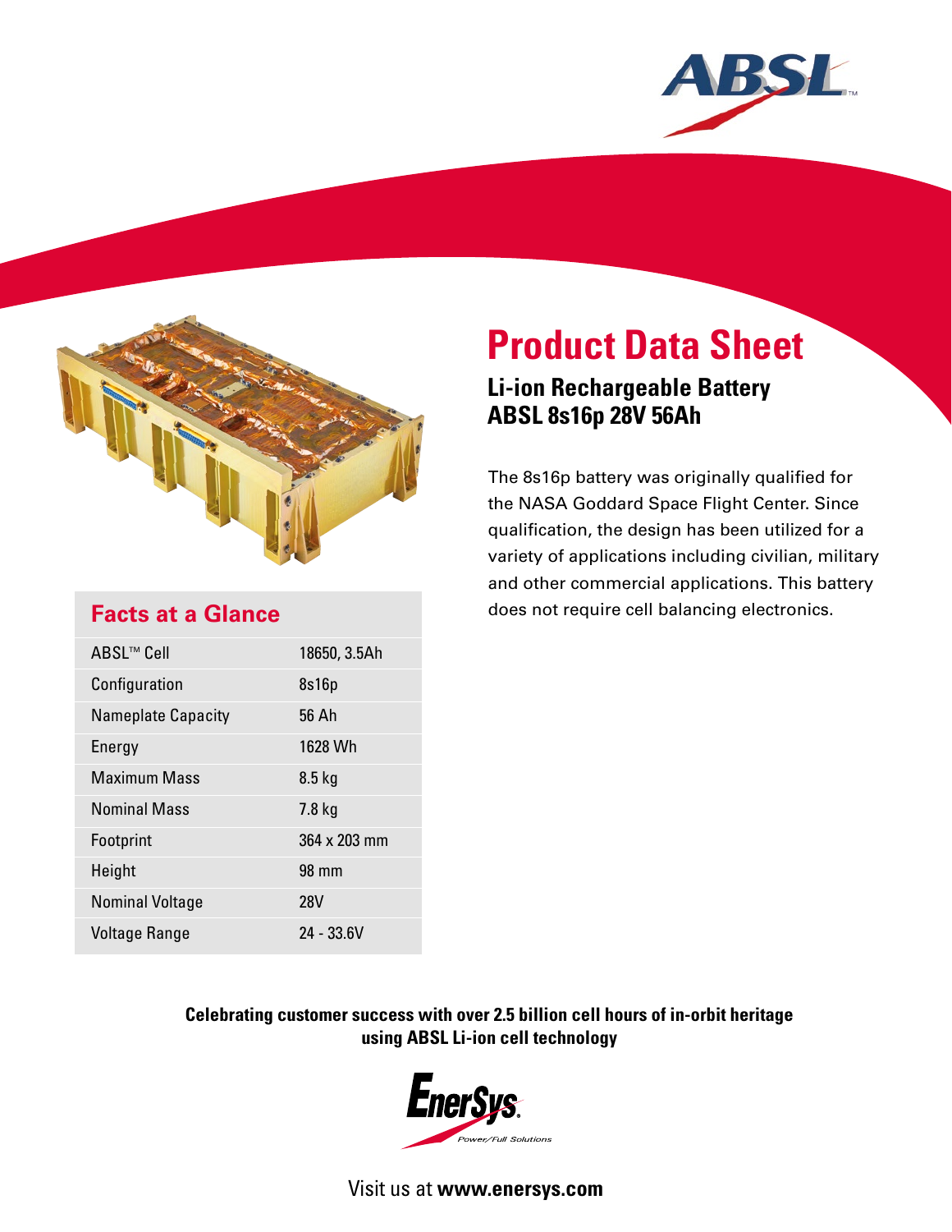ABSL™

# Product Data Sheet

## Li-ion Rechargeable Battery ABSL 8s16p 28V 56Ah

The 8s16p battery was originally qualified for the NASA Goddard Space Flight Center. Since qualification, the design has been utilized for a variety of applications including civilian, military and other commercial applications. This battery does not require cell balancing electronics.

### Facts at a Glance

| | |
|---|---|
| ABSL™ Cell | 18650, 3.5Ah |
| Configuration | 8s16p |
| Nameplate Capacity | 56 Ah |
| Energy | 1628 Wh |
| Maximum Mass | 8.5 kg |
| Nominal Mass | 7.8 kg |
| Footprint | 364 x 203 mm |
| Height | 98 mm |
| Nominal Voltage | 28V |
| Voltage Range | 24 - 33.6V |

**Celebrating customer success with over 2.5 billion cell hours of in-orbit heritage using ABSL Li-ion cell technology**

EnerSys® *Power/Full Solutions*

Visit us at **www.enersys.com**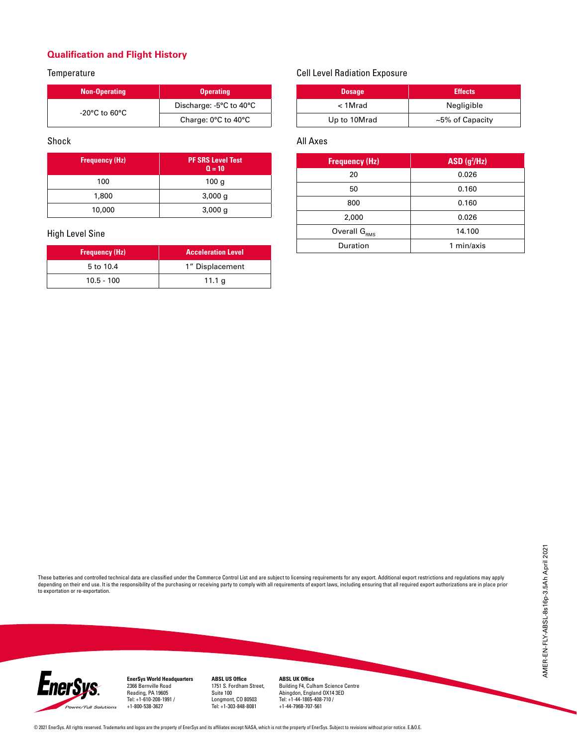## Qualification and Flight History

### Temperature

| Non-Operating | Operating |
|---|---|
| -20°C to 60°C | Discharge: -5°C to 40°C |
| | Charge: 0°C to 40°C |

### Shock

| Frequency (Hz) | PF SRS Level Test Q = 10 |
|---|---|
| 100 | 100 g |
| 1,800 | 3,000 g |
| 10,000 | 3,000 g |

### High Level Sine

| Frequency (Hz) | Acceleration Level |
|---|---|
| 5 to 10.4 | 1" Displacement |
| 10.5 - 100 | 11.1 g |

### Cell Level Radiation Exposure

| Dosage | Effects |
|---|---|
| < 1Mrad | Negligible |
| Up to 10Mrad | ~5% of Capacity |

### All Axes

| Frequency (Hz) | ASD ($g^2$/Hz) |
|---|---|
| 20 | 0.026 |
| 50 | 0.160 |
| 800 | 0.160 |
| 2,000 | 0.026 |
| Overall $G_{RMS}$ | 14.100 |
| Duration | 1 min/axis |

These batteries and controlled technical data are classified under the Commerce Control List and are subject to licensing requirements for any export. Additional export restrictions and regulations may apply depending on their end use. It is the responsibility of the purchasing or receiving party to comply with all requirements of export laws, including ensuring that all required export authorizations are in place prior to exportation or re-exportation.

AMER-EN-FLY-ABSL-8s16p-3.5Ah April 2021

EnerSys Power/Full Solutions

**EnerSys World Headquarters**
2366 Bernville Road
Reading, PA 19605
Tel: +1-610-208-1991 /
+1-800-538-3627

**ABSL US Office**
1751 S. Fordham Street,
Suite 100
Longmont, CO 80503
Tel: +1-303-848-8081

**ABSL UK Office**
Building F4, Culham Science Centre
Abingdon, England OX14 3ED
Tel: +1-44-1865-408-710 /
+1-44-7968-707-561

© 2021 EnerSys. All rights reserved. Trademarks and logos are the property of EnerSys and its affiliates except NASA, which is not the property of EnerSys. Subject to revisions without prior notice. E.&O.E.